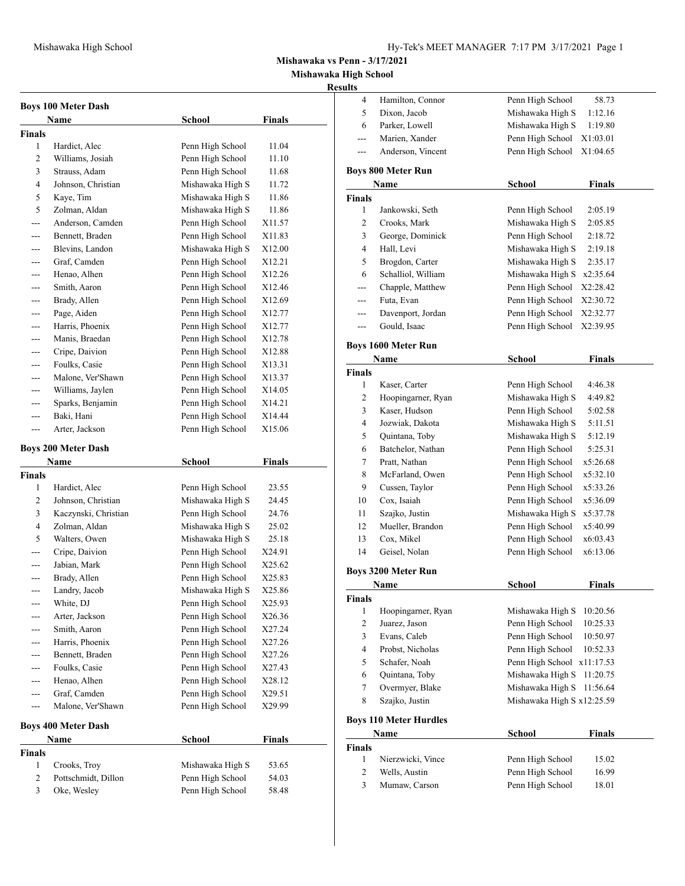**Mishawaka vs Penn - 3/17/2021**

**Mishawaka High School**

**Results**

### Boys 100 Meter Dash

| | Name | School | Finals |
|---|---|---|---|
| **Finals** | | | |
| 1 | Hardict, Alec | Penn High School | 11.04 |
| 2 | Williams, Josiah | Penn High School | 11.10 |
| 3 | Strauss, Adam | Penn High School | 11.68 |
| 4 | Johnson, Christian | Mishawaka High S | 11.72 |
| 5 | Kaye, Tim | Mishawaka High S | 11.86 |
| 5 | Zolman, Aldan | Mishawaka High S | 11.86 |
| --- | Anderson, Camden | Penn High School | X11.57 |
| --- | Bennett, Braden | Penn High School | X11.83 |
| --- | Blevins, Landon | Mishawaka High S | X12.00 |
| --- | Graf, Camden | Penn High School | X12.21 |
| --- | Henao, Alhen | Penn High School | X12.26 |
| --- | Smith, Aaron | Penn High School | X12.46 |
| --- | Brady, Allen | Penn High School | X12.69 |
| --- | Page, Aiden | Penn High School | X12.77 |
| --- | Harris, Phoenix | Penn High School | X12.77 |
| --- | Manis, Braedan | Penn High School | X12.78 |
| --- | Cripe, Daivion | Penn High School | X12.88 |
| --- | Foulks, Casie | Penn High School | X13.31 |
| --- | Malone, Ver'Shawn | Penn High School | X13.37 |
| --- | Williams, Jaylen | Penn High School | X14.05 |
| --- | Sparks, Benjamin | Penn High School | X14.21 |
| --- | Baki, Hani | Penn High School | X14.44 |
| --- | Arter, Jackson | Penn High School | X15.06 |

### Boys 200 Meter Dash

| | Name | School | Finals |
|---|---|---|---|
| **Finals** | | | |
| 1 | Hardict, Alec | Penn High School | 23.55 |
| 2 | Johnson, Christian | Mishawaka High S | 24.45 |
| 3 | Kaczynski, Christian | Penn High School | 24.76 |
| 4 | Zolman, Aldan | Mishawaka High S | 25.02 |
| 5 | Walters, Owen | Mishawaka High S | 25.18 |
| --- | Cripe, Daivion | Penn High School | X24.91 |
| --- | Jabian, Mark | Penn High School | X25.62 |
| --- | Brady, Allen | Penn High School | X25.83 |
| --- | Landry, Jacob | Mishawaka High S | X25.86 |
| --- | White, DJ | Penn High School | X25.93 |
| --- | Arter, Jackson | Penn High School | X26.36 |
| --- | Smith, Aaron | Penn High School | X27.24 |
| --- | Harris, Phoenix | Penn High School | X27.26 |
| --- | Bennett, Braden | Penn High School | X27.26 |
| --- | Foulks, Casie | Penn High School | X27.43 |
| --- | Henao, Alhen | Penn High School | X28.12 |
| --- | Graf, Camden | Penn High School | X29.51 |
| --- | Malone, Ver'Shawn | Penn High School | X29.99 |

### Boys 400 Meter Dash

| | Name | School | Finals |
|---|---|---|---|
| **Finals** | | | |
| 1 | Crooks, Troy | Mishawaka High S | 53.65 |
| 2 | Pottschmidt, Dillon | Penn High School | 54.03 |
| 3 | Oke, Wesley | Penn High School | 58.48 |
| 4 | Hamilton, Connor | Penn High School | 58.73 |
| 5 | Dixon, Jacob | Mishawaka High S | 1:12.16 |
| 6 | Parker, Lowell | Mishawaka High S | 1:19.80 |
| --- | Marien, Xander | Penn High School | X1:03.01 |
| --- | Anderson, Vincent | Penn High School | X1:04.65 |

### Boys 800 Meter Run

| | Name | School | Finals |
|---|---|---|---|
| **Finals** | | | |
| 1 | Jankowski, Seth | Penn High School | 2:05.19 |
| 2 | Crooks, Mark | Mishawaka High S | 2:05.85 |
| 3 | George, Dominick | Penn High School | 2:18.72 |
| 4 | Hall, Levi | Mishawaka High S | 2:19.18 |
| 5 | Brogdon, Carter | Mishawaka High S | 2:35.17 |
| 6 | Schalliol, William | Mishawaka High S | x2:35.64 |
| --- | Chapple, Matthew | Penn High School | X2:28.42 |
| --- | Futa, Evan | Penn High School | X2:30.72 |
| --- | Davenport, Jordan | Penn High School | X2:32.77 |
| --- | Gould, Isaac | Penn High School | X2:39.95 |

### Boys 1600 Meter Run

| | Name | School | Finals |
|---|---|---|---|
| **Finals** | | | |
| 1 | Kaser, Carter | Penn High School | 4:46.38 |
| 2 | Hoopingarner, Ryan | Mishawaka High S | 4:49.82 |
| 3 | Kaser, Hudson | Penn High School | 5:02.58 |
| 4 | Jozwiak, Dakota | Mishawaka High S | 5:11.51 |
| 5 | Quintana, Toby | Mishawaka High S | 5:12.19 |
| 6 | Batchelor, Nathan | Penn High School | 5:25.31 |
| 7 | Pratt, Nathan | Penn High School | x5:26.68 |
| 8 | McFarland, Owen | Penn High School | x5:32.10 |
| 9 | Cussen, Taylor | Penn High School | x5:33.26 |
| 10 | Cox, Isaiah | Penn High School | x5:36.09 |
| 11 | Szajko, Justin | Mishawaka High S | x5:37.78 |
| 12 | Mueller, Brandon | Penn High School | x5:40.99 |
| 13 | Cox, Mikel | Penn High School | x6:03.43 |
| 14 | Geisel, Nolan | Penn High School | x6:13.06 |

### Boys 3200 Meter Run

| | Name | School | Finals |
|---|---|---|---|
| **Finals** | | | |
| 1 | Hoopingarner, Ryan | Mishawaka High S | 10:20.56 |
| 2 | Juarez, Jason | Penn High School | 10:25.33 |
| 3 | Evans, Caleb | Penn High School | 10:50.97 |
| 4 | Probst, Nicholas | Penn High School | 10:52.33 |
| 5 | Schafer, Noah | Penn High School | x11:17.53 |
| 6 | Quintana, Toby | Mishawaka High S | 11:20.75 |
| 7 | Overmyer, Blake | Mishawaka High S | 11:56.64 |
| 8 | Szajko, Justin | Mishawaka High S | x12:25.59 |

### Boys 110 Meter Hurdles

| | Name | School | Finals |
|---|---|---|---|
| **Finals** | | | |
| 1 | Nierzwicki, Vince | Penn High School | 15.02 |
| 2 | Wells, Austin | Penn High School | 16.99 |
| 3 | Mumaw, Carson | Penn High School | 18.01 |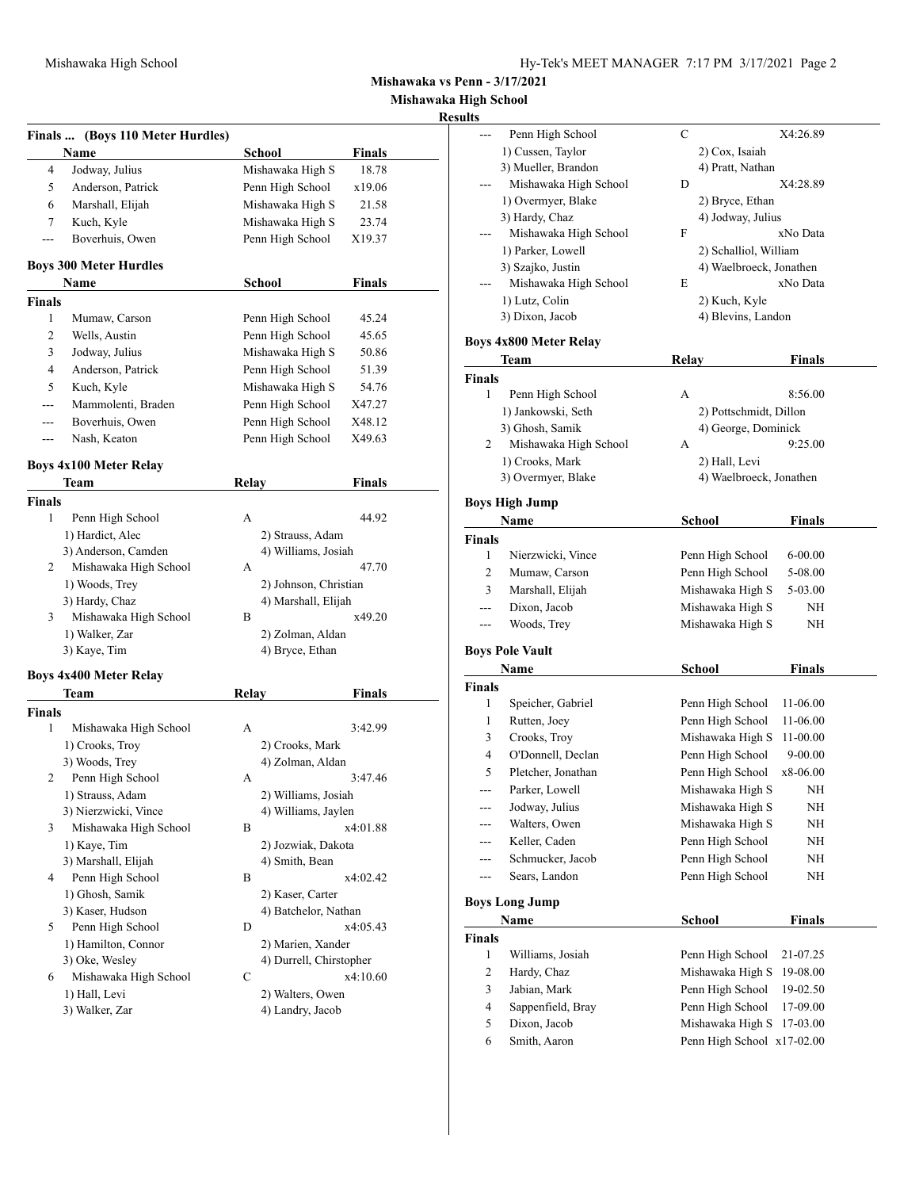## Mishawaka vs Penn - 3/17/2021

### Mishawaka High School

### Results

#### Finals ... (Boys 110 Meter Hurdles)

| | Name | School | Finals |
|---|---|---|---|
| 4 | Jodway, Julius | Mishawaka High S | 18.78 |
| 5 | Anderson, Patrick | Penn High School | x19.06 |
| 6 | Marshall, Elijah | Mishawaka High S | 21.58 |
| 7 | Kuch, Kyle | Mishawaka High S | 23.74 |
| --- | Boverhuis, Owen | Penn High School | X19.37 |

#### Boys 300 Meter Hurdles

| | Name | School | Finals |
|---|---|---|---|
| **Finals** | | | |
| 1 | Mumaw, Carson | Penn High School | 45.24 |
| 2 | Wells, Austin | Penn High School | 45.65 |
| 3 | Jodway, Julius | Mishawaka High S | 50.86 |
| 4 | Anderson, Patrick | Penn High School | 51.39 |
| 5 | Kuch, Kyle | Mishawaka High S | 54.76 |
| --- | Mammolenti, Braden | Penn High School | X47.27 |
| --- | Boverhuis, Owen | Penn High School | X48.12 |
| --- | Nash, Keaton | Penn High School | X49.63 |

#### Boys 4x100 Meter Relay

| | Team | Relay | Finals |
|---|---|---|---|
| **Finals** | | | |
| 1 | Penn High School | A | 44.92 |
| | 1) Hardict, Alec | 2) Strauss, Adam | |
| | 3) Anderson, Camden | 4) Williams, Josiah | |
| 2 | Mishawaka High School | A | 47.70 |
| | 1) Woods, Trey | 2) Johnson, Christian | |
| | 3) Hardy, Chaz | 4) Marshall, Elijah | |
| 3 | Mishawaka High School | B | x49.20 |
| | 1) Walker, Zar | 2) Zolman, Aldan | |
| | 3) Kaye, Tim | 4) Bryce, Ethan | |

#### Boys 4x400 Meter Relay

| | Team | Relay | Finals |
|---|---|---|---|
| **Finals** | | | |
| 1 | Mishawaka High School | A | 3:42.99 |
| | 1) Crooks, Troy | 2) Crooks, Mark | |
| | 3) Woods, Trey | 4) Zolman, Aldan | |
| 2 | Penn High School | A | 3:47.46 |
| | 1) Strauss, Adam | 2) Williams, Josiah | |
| | 3) Nierzwicki, Vince | 4) Williams, Jaylen | |
| 3 | Mishawaka High School | B | x4:01.88 |
| | 1) Kaye, Tim | 2) Jozwiak, Dakota | |
| | 3) Marshall, Elijah | 4) Smith, Bean | |
| 4 | Penn High School | B | x4:02.42 |
| | 1) Ghosh, Samik | 2) Kaser, Carter | |
| | 3) Kaser, Hudson | 4) Batchelor, Nathan | |
| 5 | Penn High School | D | x4:05.43 |
| | 1) Hamilton, Connor | 2) Marien, Xander | |
| | 3) Oke, Wesley | 4) Durrell, Chirstopher | |
| 6 | Mishawaka High School | C | x4:10.60 |
| | 1) Hall, Levi | 2) Walters, Owen | |
| | 3) Walker, Zar | 4) Landry, Jacob | |
| --- | Penn High School | C | X4:26.89 |
| | 1) Cussen, Taylor | 2) Cox, Isaiah | |
| | 3) Mueller, Brandon | 4) Pratt, Nathan | |
| --- | Mishawaka High School | D | X4:28.89 |
| | 1) Overmyer, Blake | 2) Bryce, Ethan | |
| | 3) Hardy, Chaz | 4) Jodway, Julius | |
| --- | Mishawaka High School | F | xNo Data |
| | 1) Parker, Lowell | 2) Schalliol, William | |
| | 3) Szajko, Justin | 4) Waelbroeck, Jonathen | |
| --- | Mishawaka High School | E | xNo Data |
| | 1) Lutz, Colin | 2) Kuch, Kyle | |
| | 3) Dixon, Jacob | 4) Blevins, Landon | |

#### Boys 4x800 Meter Relay

| | Team | Relay | Finals |
|---|---|---|---|
| **Finals** | | | |
| 1 | Penn High School | A | 8:56.00 |
| | 1) Jankowski, Seth | 2) Pottschmidt, Dillon | |
| | 3) Ghosh, Samik | 4) George, Dominick | |
| 2 | Mishawaka High School | A | 9:25.00 |
| | 1) Crooks, Mark | 2) Hall, Levi | |
| | 3) Overmyer, Blake | 4) Waelbroeck, Jonathen | |

#### Boys High Jump

| | Name | School | Finals |
|---|---|---|---|
| **Finals** | | | |
| 1 | Nierzwicki, Vince | Penn High School | 6-00.00 |
| 2 | Mumaw, Carson | Penn High School | 5-08.00 |
| 3 | Marshall, Elijah | Mishawaka High S | 5-03.00 |
| --- | Dixon, Jacob | Mishawaka High S | NH |
| --- | Woods, Trey | Mishawaka High S | NH |

#### Boys Pole Vault

| | Name | School | Finals |
|---|---|---|---|
| **Finals** | | | |
| 1 | Speicher, Gabriel | Penn High School | 11-06.00 |
| 1 | Rutten, Joey | Penn High School | 11-06.00 |
| 3 | Crooks, Troy | Mishawaka High S | 11-00.00 |
| 4 | O'Donnell, Declan | Penn High School | 9-00.00 |
| 5 | Pletcher, Jonathan | Penn High School | x8-06.00 |
| --- | Parker, Lowell | Mishawaka High S | NH |
| --- | Jodway, Julius | Mishawaka High S | NH |
| --- | Walters, Owen | Mishawaka High S | NH |
| --- | Keller, Caden | Penn High School | NH |
| --- | Schmucker, Jacob | Penn High School | NH |
| --- | Sears, Landon | Penn High School | NH |

#### Boys Long Jump

| | Name | School | Finals |
|---|---|---|---|
| **Finals** | | | |
| 1 | Williams, Josiah | Penn High School | 21-07.25 |
| 2 | Hardy, Chaz | Mishawaka High S | 19-08.00 |
| 3 | Jabian, Mark | Penn High School | 19-02.50 |
| 4 | Sappenfield, Bray | Penn High School | 17-09.00 |
| 5 | Dixon, Jacob | Mishawaka High S | 17-03.00 |
| 6 | Smith, Aaron | Penn High School | x17-02.00 |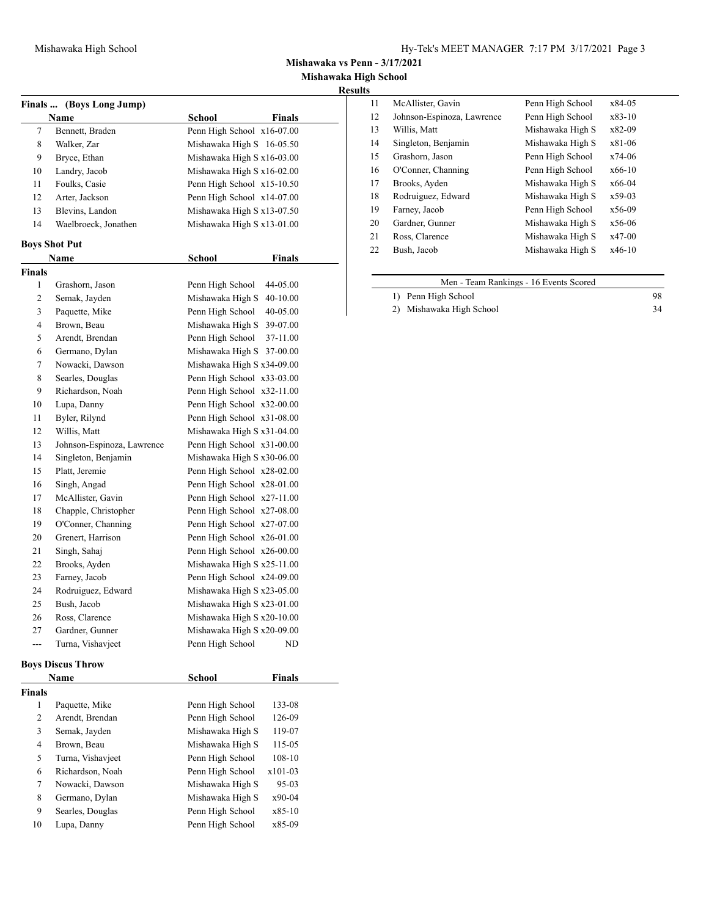## Mishawaka vs Penn - 3/17/2021

### Mishawaka High School

#### Results

**Finals ... (Boys Long Jump)**

| | Name | School | Finals |
|---|---|---|---|
| 7 | Bennett, Braden | Penn High School | x16-07.00 |
| 8 | Walker, Zar | Mishawaka High S | 16-05.50 |
| 9 | Bryce, Ethan | Mishawaka High S | x16-03.00 |
| 10 | Landry, Jacob | Mishawaka High S | x16-02.00 |
| 11 | Foulks, Casie | Penn High School | x15-10.50 |
| 12 | Arter, Jackson | Penn High School | x14-07.00 |
| 13 | Blevins, Landon | Mishawaka High S | x13-07.50 |
| 14 | Waelbroeck, Jonathen | Mishawaka High S | x13-01.00 |

**Boys Shot Put**

| | Name | School | Finals |
|---|---|---|---|
| **Finals** | | | |
| 1 | Grashorn, Jason | Penn High School | 44-05.00 |
| 2 | Semak, Jayden | Mishawaka High S | 40-10.00 |
| 3 | Paquette, Mike | Penn High School | 40-05.00 |
| 4 | Brown, Beau | Mishawaka High S | 39-07.00 |
| 5 | Arendt, Brendan | Penn High School | 37-11.00 |
| 6 | Germano, Dylan | Mishawaka High S | 37-00.00 |
| 7 | Nowacki, Dawson | Mishawaka High S | x34-09.00 |
| 8 | Searles, Douglas | Penn High School | x33-03.00 |
| 9 | Richardson, Noah | Penn High School | x32-11.00 |
| 10 | Lupa, Danny | Penn High School | x32-00.00 |
| 11 | Byler, Rilynd | Penn High School | x31-08.00 |
| 12 | Willis, Matt | Mishawaka High S | x31-04.00 |
| 13 | Johnson-Espinoza, Lawrence | Penn High School | x31-00.00 |
| 14 | Singleton, Benjamin | Mishawaka High S | x30-06.00 |
| 15 | Platt, Jeremie | Penn High School | x28-02.00 |
| 16 | Singh, Angad | Penn High School | x28-01.00 |
| 17 | McAllister, Gavin | Penn High School | x27-11.00 |
| 18 | Chapple, Christopher | Penn High School | x27-08.00 |
| 19 | O'Conner, Channing | Penn High School | x27-07.00 |
| 20 | Grenert, Harrison | Penn High School | x26-01.00 |
| 21 | Singh, Sahaj | Penn High School | x26-00.00 |
| 22 | Brooks, Ayden | Mishawaka High S | x25-11.00 |
| 23 | Farney, Jacob | Penn High School | x24-09.00 |
| 24 | Rodruiguez, Edward | Mishawaka High S | x23-05.00 |
| 25 | Bush, Jacob | Mishawaka High S | x23-01.00 |
| 26 | Ross, Clarence | Mishawaka High S | x20-10.00 |
| 27 | Gardner, Gunner | Mishawaka High S | x20-09.00 |
| --- | Turna, Vishavjeet | Penn High School | ND |

**Boys Discus Throw**

| | Name | School | Finals |
|---|---|---|---|
| **Finals** | | | |
| 1 | Paquette, Mike | Penn High School | 133-08 |
| 2 | Arendt, Brendan | Penn High School | 126-09 |
| 3 | Semak, Jayden | Mishawaka High S | 119-07 |
| 4 | Brown, Beau | Mishawaka High S | 115-05 |
| 5 | Turna, Vishavjeet | Penn High School | 108-10 |
| 6 | Richardson, Noah | Penn High School | x101-03 |
| 7 | Nowacki, Dawson | Mishawaka High S | 95-03 |
| 8 | Germano, Dylan | Mishawaka High S | x90-04 |
| 9 | Searles, Douglas | Penn High School | x85-10 |
| 10 | Lupa, Danny | Penn High School | x85-09 |
| 11 | McAllister, Gavin | Penn High School | x84-05 |
| 12 | Johnson-Espinoza, Lawrence | Penn High School | x83-10 |
| 13 | Willis, Matt | Mishawaka High S | x82-09 |
| 14 | Singleton, Benjamin | Mishawaka High S | x81-06 |
| 15 | Grashorn, Jason | Penn High School | x74-06 |
| 16 | O'Conner, Channing | Penn High School | x66-10 |
| 17 | Brooks, Ayden | Mishawaka High S | x66-04 |
| 18 | Rodruiguez, Edward | Mishawaka High S | x59-03 |
| 19 | Farney, Jacob | Penn High School | x56-09 |
| 20 | Gardner, Gunner | Mishawaka High S | x56-06 |
| 21 | Ross, Clarence | Mishawaka High S | x47-00 |
| 22 | Bush, Jacob | Mishawaka High S | x46-10 |

**Men - Team Rankings - 16 Events Scored**

| | | |
|---|---|---|
| 1) | Penn High School | 98 |
| 2) | Mishawaka High School | 34 |